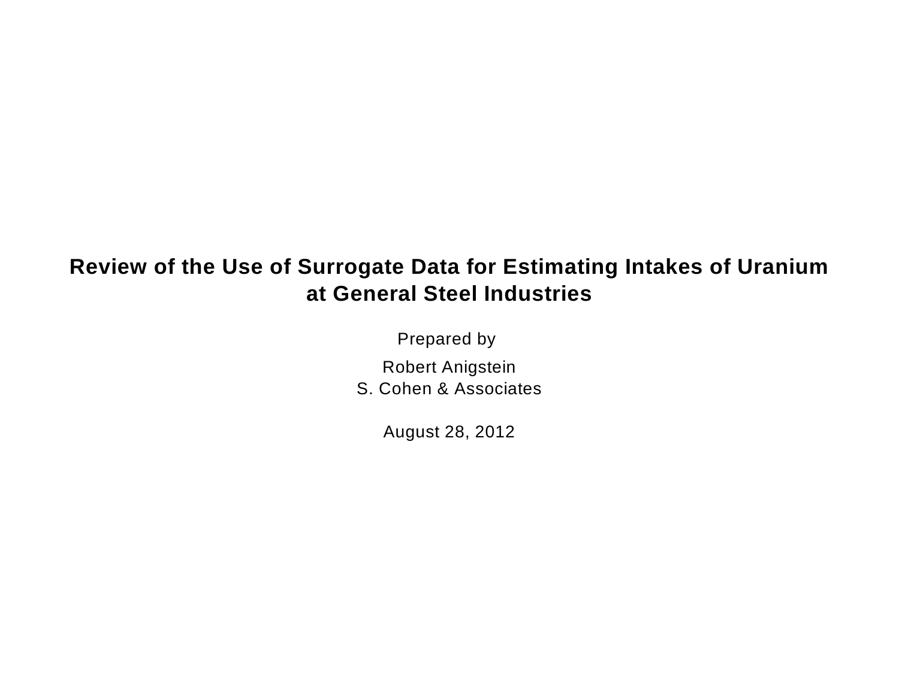# Review of the Use of Surrogate Data for Estimating Intakes of Uranium at General Steel Industries

Prepared by

Robert Anigstein
S. Cohen & Associates

August 28, 2012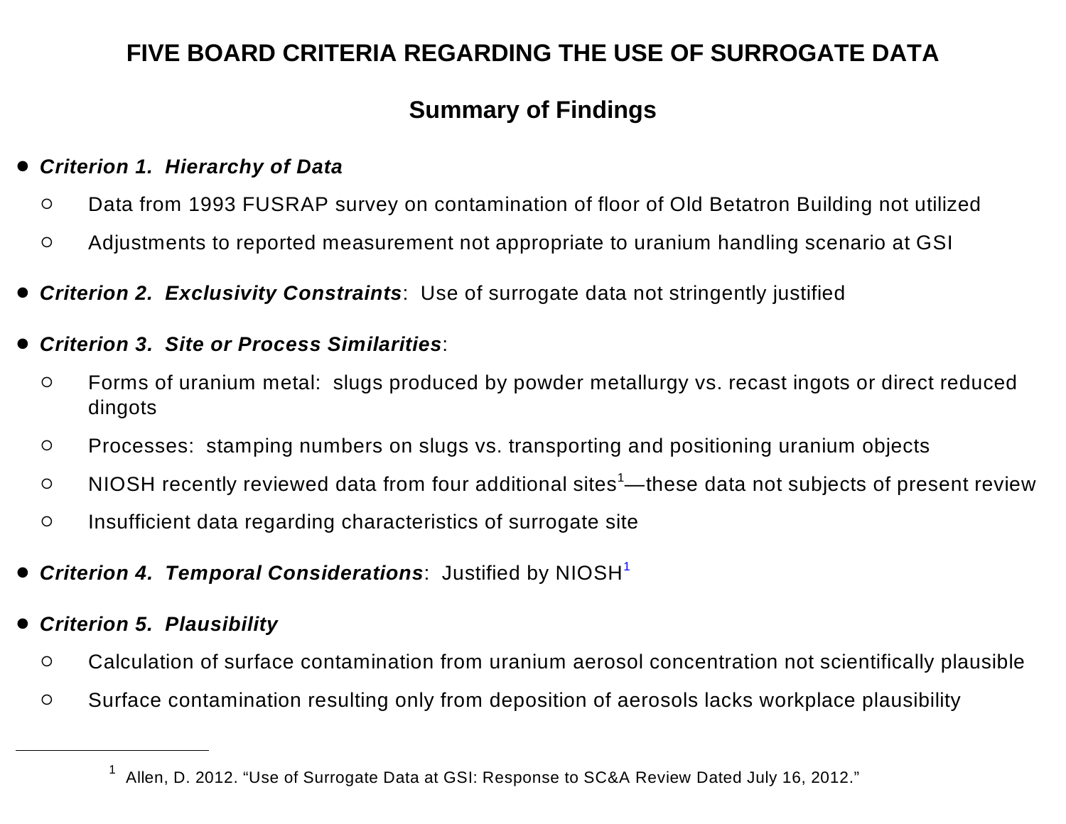# FIVE BOARD CRITERIA REGARDING THE USE OF SURROGATE DATA

## Summary of Findings

- ***Criterion 1. Hierarchy of Data***
  - Data from 1993 FUSRAP survey on contamination of floor of Old Betatron Building not utilized
  - Adjustments to reported measurement not appropriate to uranium handling scenario at GSI
- ***Criterion 2. Exclusivity Constraints***: Use of surrogate data not stringently justified
- ***Criterion 3. Site or Process Similarities***:
  - Forms of uranium metal: slugs produced by powder metallurgy vs. recast ingots or direct reduced dingots
  - Processes: stamping numbers on slugs vs. transporting and positioning uranium objects
  - NIOSH recently reviewed data from four additional sites[1]—these data not subjects of present review
  - Insufficient data regarding characteristics of surrogate site
- ***Criterion 4. Temporal Considerations***: Justified by NIOSH[1]
- ***Criterion 5. Plausibility***
  - Calculation of surface contamination from uranium aerosol concentration not scientifically plausible
  - Surface contamination resulting only from deposition of aerosols lacks workplace plausibility

---

[1] Allen, D. 2012. "Use of Surrogate Data at GSI: Response to SC&A Review Dated July 16, 2012."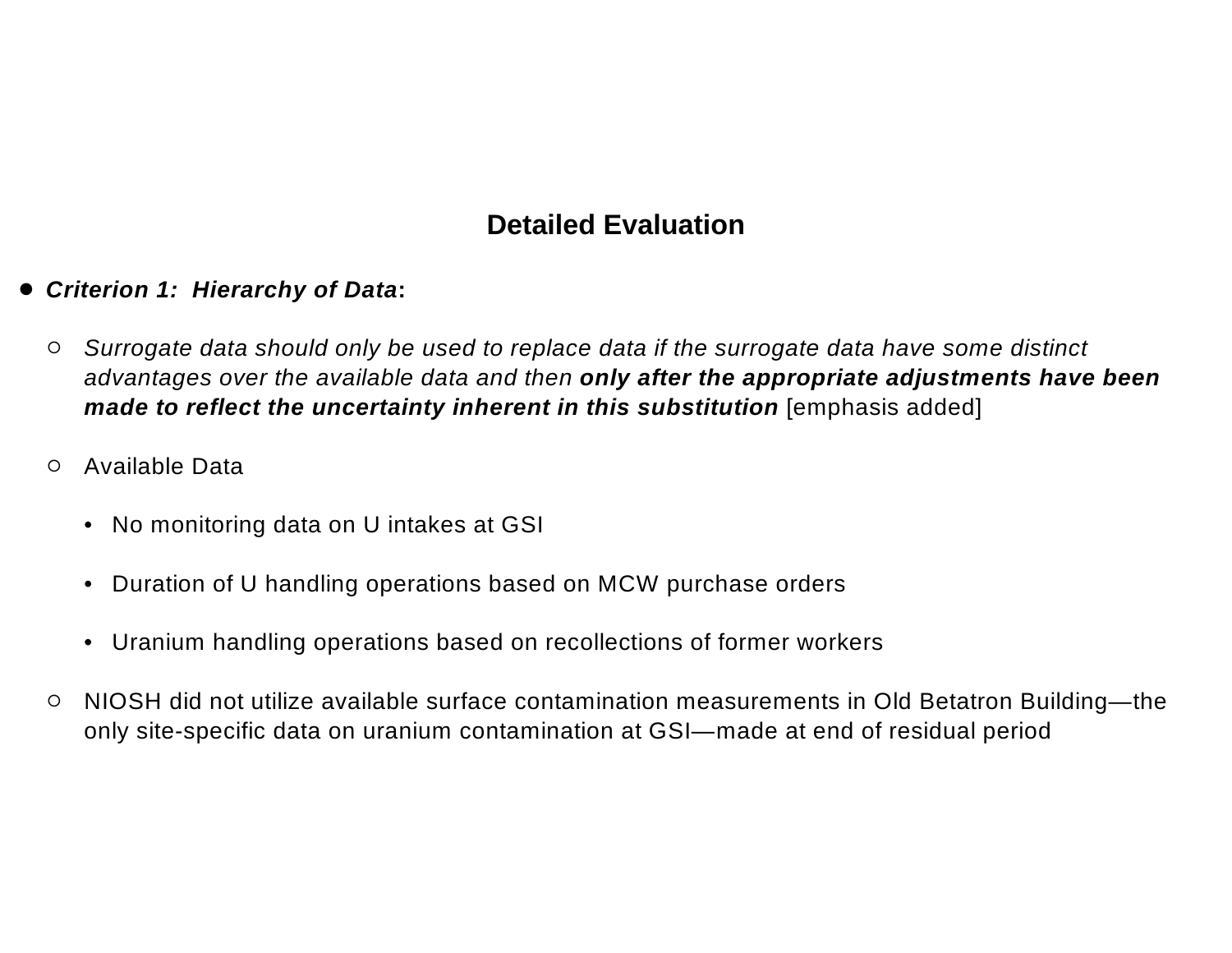## Detailed Evaluation

- ***Criterion 1: Hierarchy of Data*:**
  - *Surrogate data should only be used to replace data if the surrogate data have some distinct advantages over the available data and then* ***only after the appropriate adjustments have been made to reflect the uncertainty inherent in this substitution*** [emphasis added]
  - Available Data
    - No monitoring data on U intakes at GSI
    - Duration of U handling operations based on MCW purchase orders
    - Uranium handling operations based on recollections of former workers
  - NIOSH did not utilize available surface contamination measurements in Old Betatron Building—the only site-specific data on uranium contamination at GSI—made at end of residual period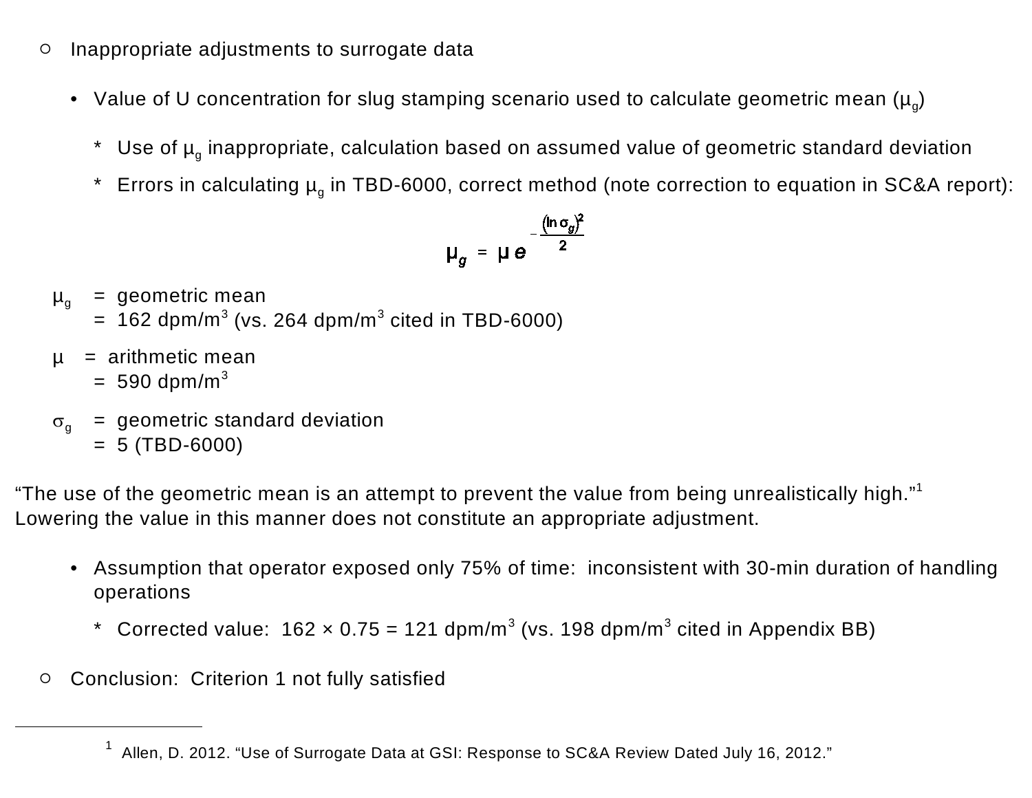- Inappropriate adjustments to surrogate data

  - Value of U concentration for slug stamping scenario used to calculate geometric mean ($\mu_g$)

    * Use of $\mu_g$ inappropriate, calculation based on assumed value of geometric standard deviation
    * Errors in calculating $\mu_g$ in TBD-6000, correct method (note correction to equation in SC&A report):

$$\mu_g = \mu \, e^{-\frac{(\ln \sigma_g)^2}{2}}$$

$\mu_g$ = geometric mean
= 162 dpm/m$^3$ (vs. 264 dpm/m$^3$ cited in TBD-6000)

$\mu$ = arithmetic mean
= 590 dpm/m$^3$

$\sigma_g$ = geometric standard deviation
= 5 (TBD-6000)

"The use of the geometric mean is an attempt to prevent the value from being unrealistically high."[1] Lowering the value in this manner does not constitute an appropriate adjustment.

  - Assumption that operator exposed only 75% of time: inconsistent with 30-min duration of handling operations

    * Corrected value: 162 × 0.75 = 121 dpm/m$^3$ (vs. 198 dpm/m$^3$ cited in Appendix BB)

- Conclusion: Criterion 1 not fully satisfied

---

[1] Allen, D. 2012. "Use of Surrogate Data at GSI: Response to SC&A Review Dated July 16, 2012."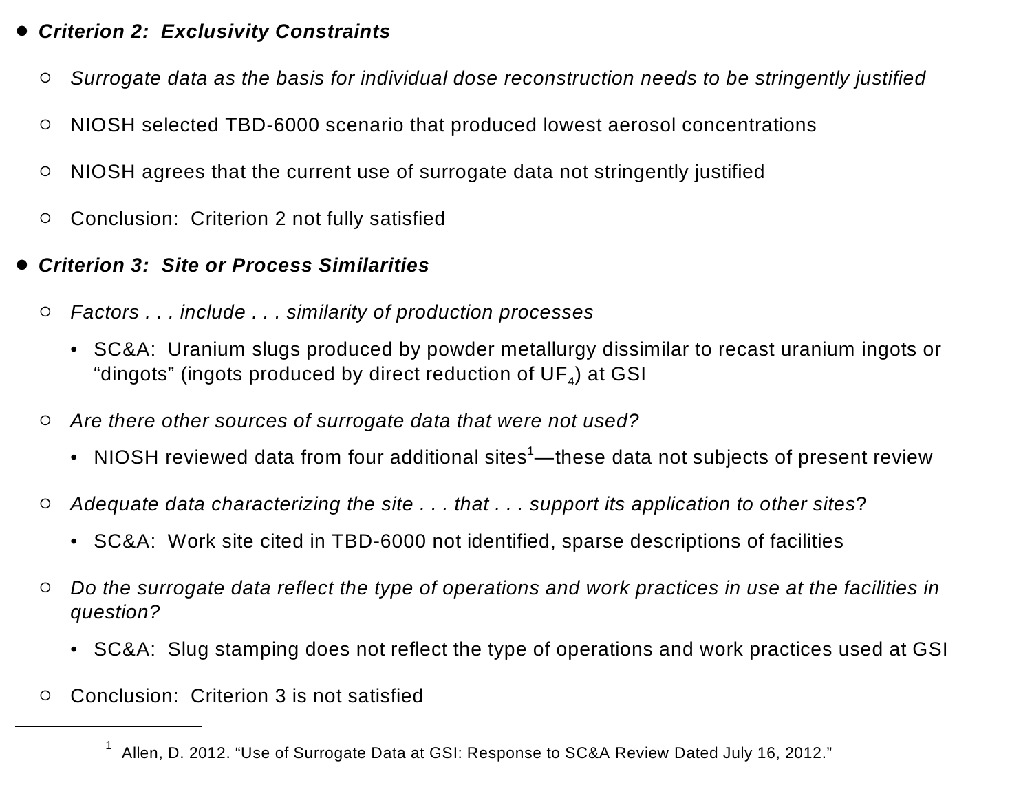- ***Criterion 2: Exclusivity Constraints***
  - *Surrogate data as the basis for individual dose reconstruction needs to be stringently justified*
  - NIOSH selected TBD-6000 scenario that produced lowest aerosol concentrations
  - NIOSH agrees that the current use of surrogate data not stringently justified
  - Conclusion: Criterion 2 not fully satisfied
- ***Criterion 3: Site or Process Similarities***
  - *Factors . . . include . . . similarity of production processes*
    - SC&A: Uranium slugs produced by powder metallurgy dissimilar to recast uranium ingots or "dingots" (ingots produced by direct reduction of $UF_4$) at GSI
  - *Are there other sources of surrogate data that were not used?*
    - NIOSH reviewed data from four additional sites[1]—these data not subjects of present review
  - *Adequate data characterizing the site . . . that . . . support its application to other sites*?
    - SC&A: Work site cited in TBD-6000 not identified, sparse descriptions of facilities
  - *Do the surrogate data reflect the type of operations and work practices in use at the facilities in question?*
    - SC&A: Slug stamping does not reflect the type of operations and work practices used at GSI
  - Conclusion: Criterion 3 is not satisfied

---

[1] Allen, D. 2012. "Use of Surrogate Data at GSI: Response to SC&A Review Dated July 16, 2012."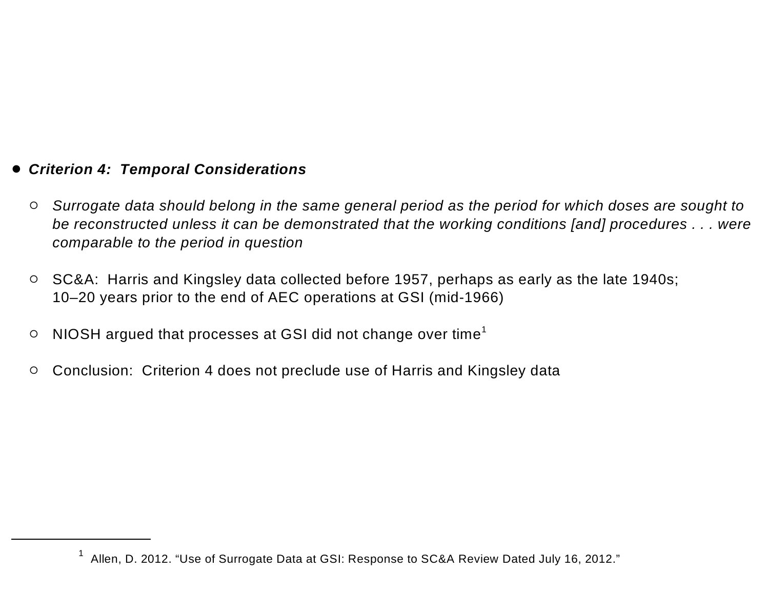- ***Criterion 4: Temporal Considerations***

  - *Surrogate data should belong in the same general period as the period for which doses are sought to be reconstructed unless it can be demonstrated that the working conditions [and] procedures . . . were comparable to the period in question*

  - SC&A: Harris and Kingsley data collected before 1957, perhaps as early as the late 1940s; 10–20 years prior to the end of AEC operations at GSI (mid-1966)

  - NIOSH argued that processes at GSI did not change over time[1]

  - Conclusion: Criterion 4 does not preclude use of Harris and Kingsley data

---

[1] Allen, D. 2012. "Use of Surrogate Data at GSI: Response to SC&A Review Dated July 16, 2012."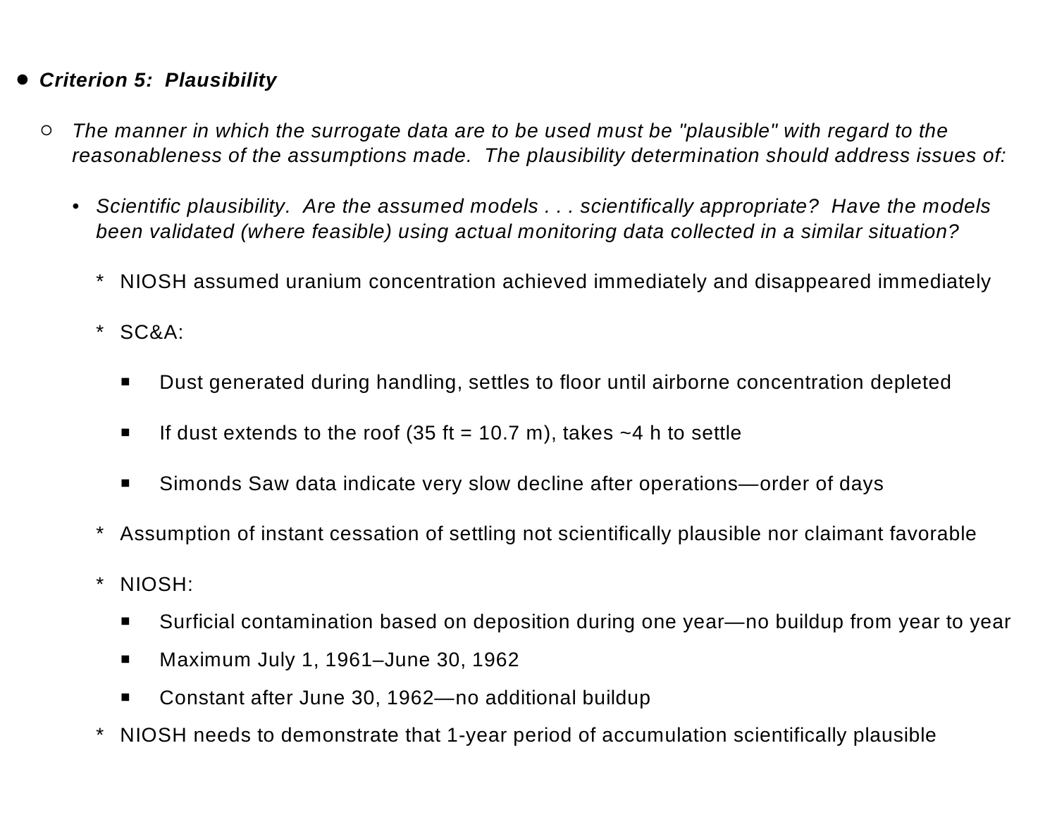- ***Criterion 5: Plausibility***

  - *The manner in which the surrogate data are to be used must be "plausible" with regard to the reasonableness of the assumptions made. The plausibility determination should address issues of:*

    - *Scientific plausibility. Are the assumed models . . . scientifically appropriate? Have the models been validated (where feasible) using actual monitoring data collected in a similar situation?*

      * NIOSH assumed uranium concentration achieved immediately and disappeared immediately

      * SC&A:

        - Dust generated during handling, settles to floor until airborne concentration depleted

        - If dust extends to the roof (35 ft = 10.7 m), takes ~4 h to settle

        - Simonds Saw data indicate very slow decline after operations—order of days

      * Assumption of instant cessation of settling not scientifically plausible nor claimant favorable

      * NIOSH:
        - Surficial contamination based on deposition during one year—no buildup from year to year
        - Maximum July 1, 1961–June 30, 1962
        - Constant after June 30, 1962—no additional buildup

      * NIOSH needs to demonstrate that 1-year period of accumulation scientifically plausible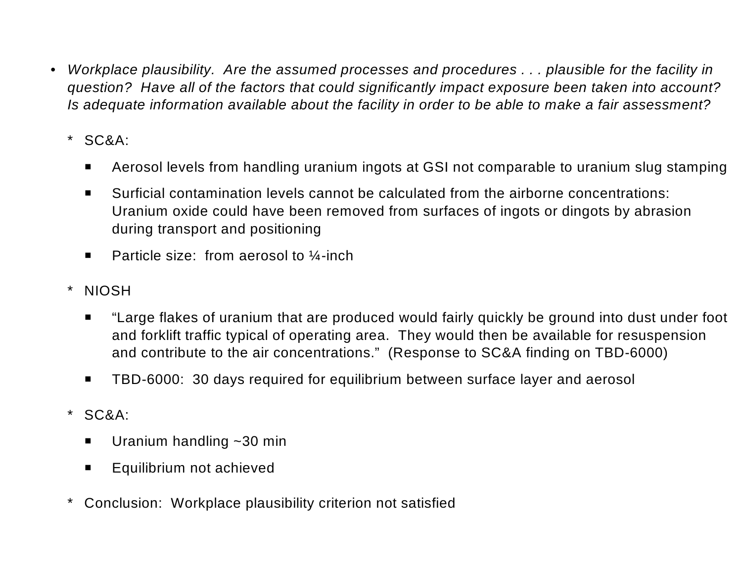- *Workplace plausibility. Are the assumed processes and procedures . . . plausible for the facility in question? Have all of the factors that could significantly impact exposure been taken into account? Is adequate information available about the facility in order to be able to make a fair assessment?*

  * SC&A:
    - Aerosol levels from handling uranium ingots at GSI not comparable to uranium slug stamping
    - Surficial contamination levels cannot be calculated from the airborne concentrations: Uranium oxide could have been removed from surfaces of ingots or dingots by abrasion during transport and positioning
    - Particle size: from aerosol to ¼-inch

  * NIOSH
    - "Large flakes of uranium that are produced would fairly quickly be ground into dust under foot and forklift traffic typical of operating area. They would then be available for resuspension and contribute to the air concentrations." (Response to SC&A finding on TBD-6000)
    - TBD-6000: 30 days required for equilibrium between surface layer and aerosol

  * SC&A:
    - Uranium handling ~30 min
    - Equilibrium not achieved

  * Conclusion: Workplace plausibility criterion not satisfied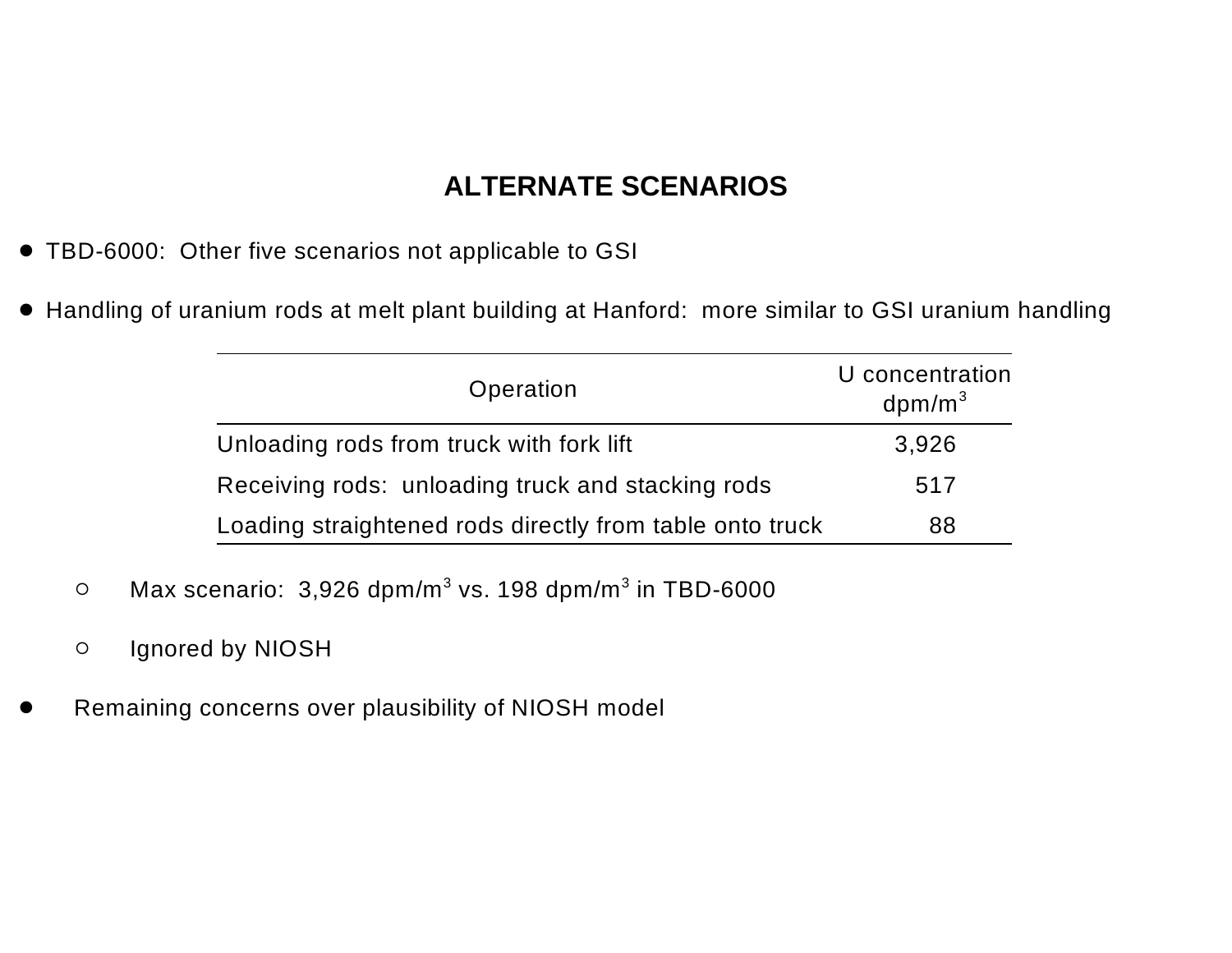# ALTERNATE SCENARIOS

- TBD-6000: Other five scenarios not applicable to GSI
- Handling of uranium rods at melt plant building at Hanford: more similar to GSI uranium handling

| Operation | U concentration dpm/$m^3$ |
|---|---|
| Unloading rods from truck with fork lift | 3,926 |
| Receiving rods: unloading truck and stacking rods | 517 |
| Loading straightened rods directly from table onto truck | 88 |

  - Max scenario: 3,926 dpm/$m^3$ vs. 198 dpm/$m^3$ in TBD-6000
  - Ignored by NIOSH
- Remaining concerns over plausibility of NIOSH model